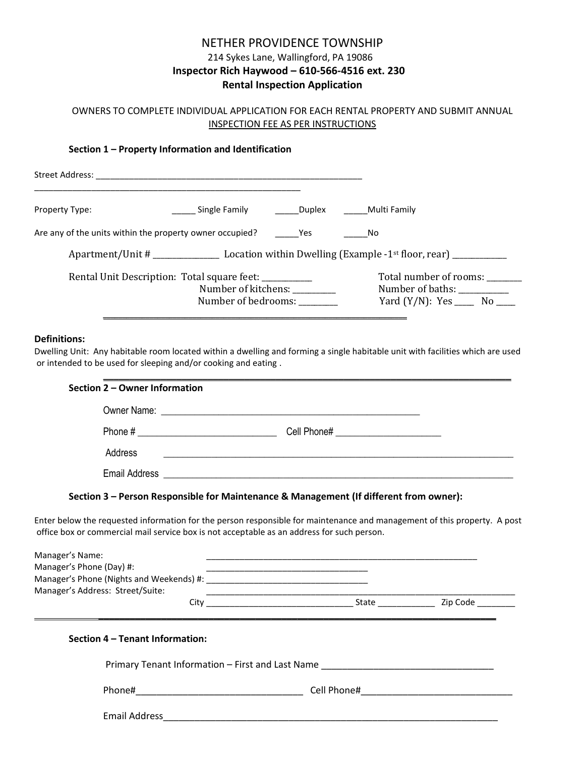# NETHER PROVIDENCE TOWNSHIP

214 Sykes Lane, Wallingford, PA 19086

**Inspector Rich Haywood – 610-566-4516 ext. 230**

**Rental Inspection Application**

OWNERS TO COMPLETE INDIVIDUAL APPLICATION FOR EACH RENTAL PROPERTY AND SUBMIT ANNUAL INSPECTION FEE AS PER INSTRUCTIONS

### Section 1 – Property Information and Identification

Street Address: ________________________________________________________

________________________________________________________

Property Type: _____ Single Family _____Duplex _____Multi Family

Are any of the units within the property owner occupied? _____Yes _____No

Apartment/Unit # ______________ Location within Dwelling (Example -1st floor, rear) ___________

Rental Unit Description: Total square feet: __________ Total number of rooms: _______

Number of kitchens: _________ Number of baths: __________

Number of bedrooms: ________ Yard (Y/N): Yes ____ No ____

**Definitions:**

Dwelling Unit: Any habitable room located within a dwelling and forming a single habitable unit with facilities which are used or intended to be used for sleeping and/or cooking and eating .

### Section 2 – Owner Information

Owner Name: ____________________________________________________

Phone # ___________________________ Cell Phone# ____________________

Address ____________________________________________________________________

Email Address ____________________________________________________________________

### Section 3 – Person Responsible for Maintenance & Management (If different from owner):

Enter below the requested information for the person responsible for maintenance and management of this property. A post office box or commercial mail service box is not acceptable as an address for such person.

Manager's Name: ________________________________________________________

Manager's Phone (Day) #: ________________________________

Manager's Phone (Nights and Weekends) #: ________________________________

Manager's Address: Street/Suite: ________________________________________________________________

City ______________________________ State ___________ Zip Code ________

### Section 4 – Tenant Information:

Primary Tenant Information – First and Last Name ________________________________

Phone#________________________________ Cell Phone#____________________________

Email Address______________________________________________________________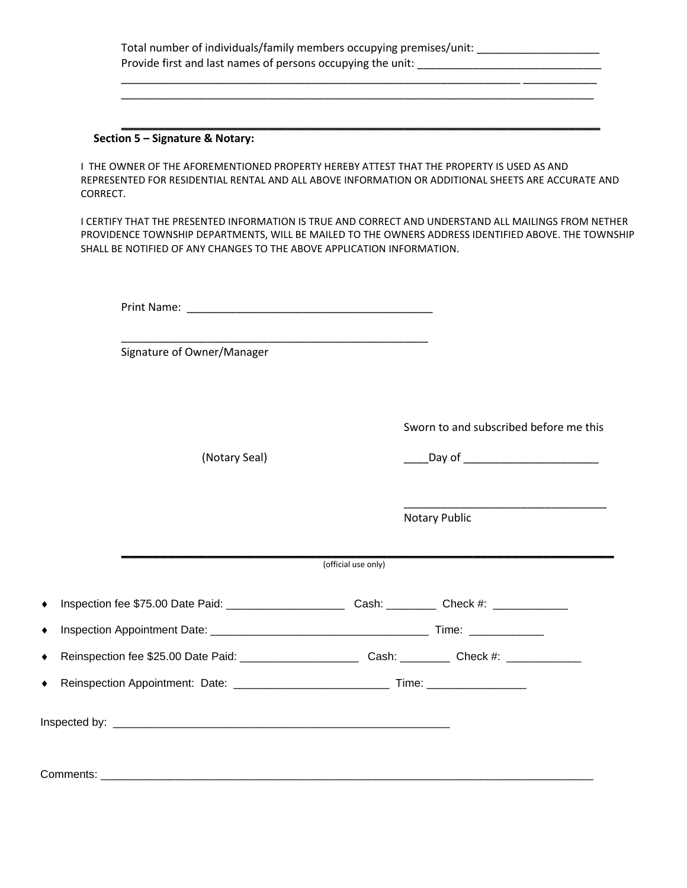Total number of individuals/family members occupying premises/unit: ____________________

Provide first and last names of persons occupying the unit: ______________________________

_________________________________________________________________________________

_________________________________________________________________________________

_________________________________________________________________________________

**Section 5 – Signature & Notary:**

I THE OWNER OF THE AFOREMENTIONED PROPERTY HEREBY ATTEST THAT THE PROPERTY IS USED AS AND REPRESENTED FOR RESIDENTIAL RENTAL AND ALL ABOVE INFORMATION OR ADDITIONAL SHEETS ARE ACCURATE AND CORRECT.

I CERTIFY THAT THE PRESENTED INFORMATION IS TRUE AND CORRECT AND UNDERSTAND ALL MAILINGS FROM NETHER PROVIDENCE TOWNSHIP DEPARTMENTS, WILL BE MAILED TO THE OWNERS ADDRESS IDENTIFIED ABOVE. THE TOWNSHIP SHALL BE NOTIFIED OF ANY CHANGES TO THE ABOVE APPLICATION INFORMATION.

Print Name: ________________________________________

____________________________________________________

Signature of Owner/Manager

Sworn to and subscribed before me this

(Notary Seal)

____Day of ______________________

_________________________________

Notary Public

(official use only)

- Inspection fee $75.00 Date Paid: ___________________ Cash: ________ Check #: ____________
- Inspection Appointment Date: ___________________________________ Time: ____________
- Reinspection fee $25.00 Date Paid: ___________________ Cash: ________ Check #: ____________
- Reinspection Appointment: Date: _________________________ Time: ________________

Inspected by: _________________________________________________________

Comments: ________________________________________________________________________________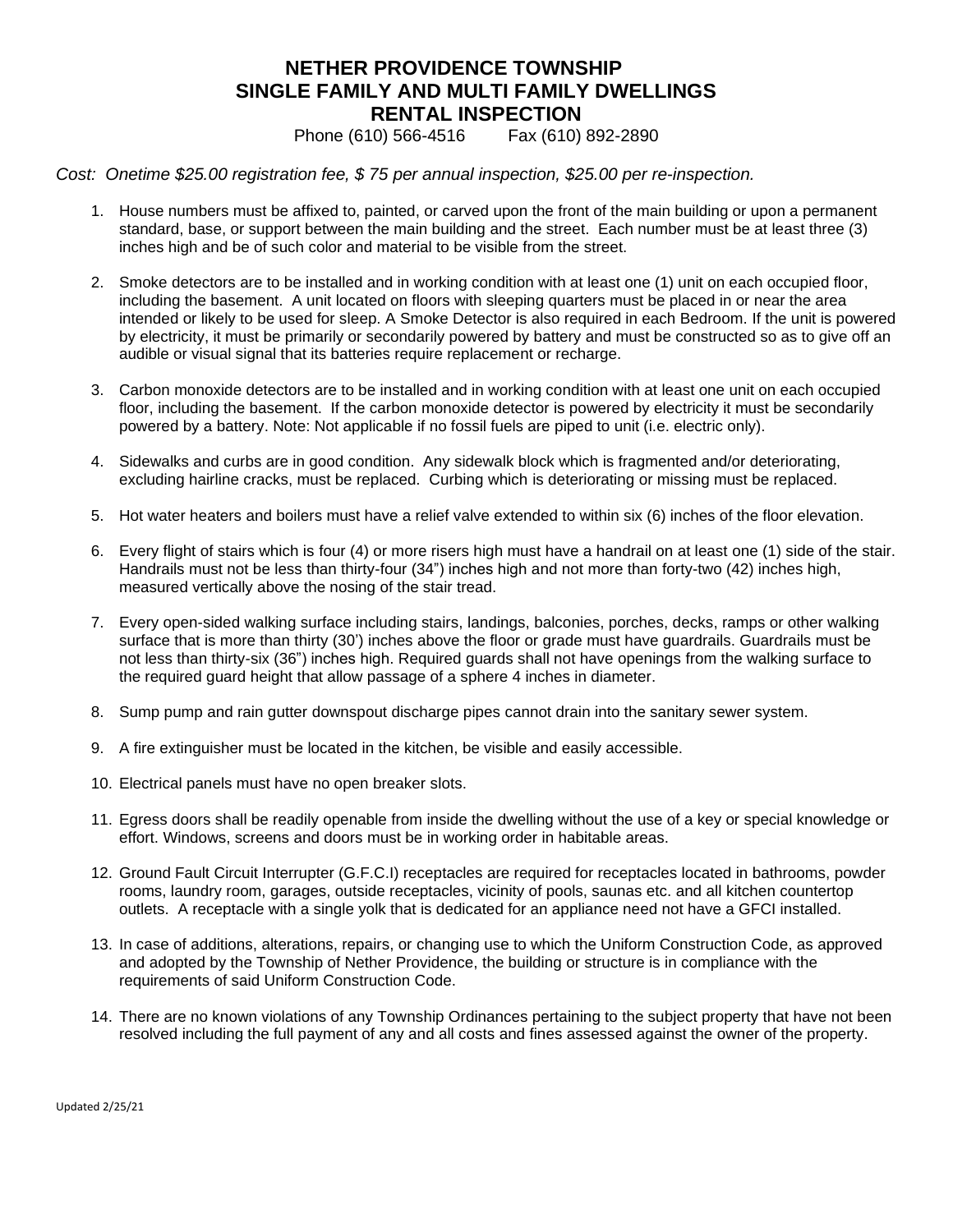# NETHER PROVIDENCE TOWNSHIP
# SINGLE FAMILY AND MULTI FAMILY DWELLINGS
# RENTAL INSPECTION

Phone (610) 566-4516 Fax (610) 892-2890

*Cost: Onetime $25.00 registration fee, $ 75 per annual inspection, $25.00 per re-inspection.*

1. House numbers must be affixed to, painted, or carved upon the front of the main building or upon a permanent standard, base, or support between the main building and the street. Each number must be at least three (3) inches high and be of such color and material to be visible from the street.

2. Smoke detectors are to be installed and in working condition with at least one (1) unit on each occupied floor, including the basement. A unit located on floors with sleeping quarters must be placed in or near the area intended or likely to be used for sleep. A Smoke Detector is also required in each Bedroom. If the unit is powered by electricity, it must be primarily or secondarily powered by battery and must be constructed so as to give off an audible or visual signal that its batteries require replacement or recharge.

3. Carbon monoxide detectors are to be installed and in working condition with at least one unit on each occupied floor, including the basement. If the carbon monoxide detector is powered by electricity it must be secondarily powered by a battery. Note: Not applicable if no fossil fuels are piped to unit (i.e. electric only).

4. Sidewalks and curbs are in good condition. Any sidewalk block which is fragmented and/or deteriorating, excluding hairline cracks, must be replaced. Curbing which is deteriorating or missing must be replaced.

5. Hot water heaters and boilers must have a relief valve extended to within six (6) inches of the floor elevation.

6. Every flight of stairs which is four (4) or more risers high must have a handrail on at least one (1) side of the stair. Handrails must not be less than thirty-four (34") inches high and not more than forty-two (42) inches high, measured vertically above the nosing of the stair tread.

7. Every open-sided walking surface including stairs, landings, balconies, porches, decks, ramps or other walking surface that is more than thirty (30') inches above the floor or grade must have guardrails. Guardrails must be not less than thirty-six (36") inches high. Required guards shall not have openings from the walking surface to the required guard height that allow passage of a sphere 4 inches in diameter.

8. Sump pump and rain gutter downspout discharge pipes cannot drain into the sanitary sewer system.

9. A fire extinguisher must be located in the kitchen, be visible and easily accessible.

10. Electrical panels must have no open breaker slots.

11. Egress doors shall be readily openable from inside the dwelling without the use of a key or special knowledge or effort. Windows, screens and doors must be in working order in habitable areas.

12. Ground Fault Circuit Interrupter (G.F.C.I) receptacles are required for receptacles located in bathrooms, powder rooms, laundry room, garages, outside receptacles, vicinity of pools, saunas etc. and all kitchen countertop outlets. A receptacle with a single yolk that is dedicated for an appliance need not have a GFCI installed.

13. In case of additions, alterations, repairs, or changing use to which the Uniform Construction Code, as approved and adopted by the Township of Nether Providence, the building or structure is in compliance with the requirements of said Uniform Construction Code.

14. There are no known violations of any Township Ordinances pertaining to the subject property that have not been resolved including the full payment of any and all costs and fines assessed against the owner of the property.

Updated 2/25/21